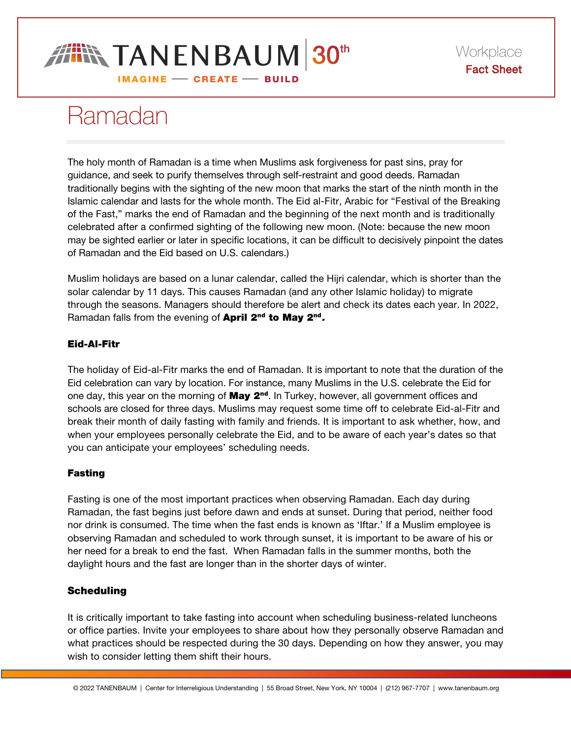TANENBAUM 30th

IMAGINE — CREATE — BUILD

Workplace
**Fact Sheet**

# Ramadan

The holy month of Ramadan is a time when Muslims ask forgiveness for past sins, pray for guidance, and seek to purify themselves through self-restraint and good deeds. Ramadan traditionally begins with the sighting of the new moon that marks the start of the ninth month in the Islamic calendar and lasts for the whole month. The Eid al-Fitr, Arabic for "Festival of the Breaking of the Fast," marks the end of Ramadan and the beginning of the next month and is traditionally celebrated after a confirmed sighting of the following new moon. (Note: because the new moon may be sighted earlier or later in specific locations, it can be difficult to decisively pinpoint the dates of Ramadan and the Eid based on U.S. calendars.)

Muslim holidays are based on a lunar calendar, called the Hijri calendar, which is shorter than the solar calendar by 11 days. This causes Ramadan (and any other Islamic holiday) to migrate through the seasons. Managers should therefore be alert and check its dates each year. In 2022, Ramadan falls from the evening of **April 2nd to May 2nd**.

### Eid-Al-Fitr

The holiday of Eid-al-Fitr marks the end of Ramadan. It is important to note that the duration of the Eid celebration can vary by location. For instance, many Muslims in the U.S. celebrate the Eid for one day, this year on the morning of **May 2nd**. In Turkey, however, all government offices and schools are closed for three days. Muslims may request some time off to celebrate Eid-al-Fitr and break their month of daily fasting with family and friends. It is important to ask whether, how, and when your employees personally celebrate the Eid, and to be aware of each year's dates so that you can anticipate your employees' scheduling needs.

### Fasting

Fasting is one of the most important practices when observing Ramadan. Each day during Ramadan, the fast begins just before dawn and ends at sunset. During that period, neither food nor drink is consumed. The time when the fast ends is known as 'Iftar.' If a Muslim employee is observing Ramadan and scheduled to work through sunset, it is important to be aware of his or her need for a break to end the fast. When Ramadan falls in the summer months, both the daylight hours and the fast are longer than in the shorter days of winter.

### Scheduling

It is critically important to take fasting into account when scheduling business-related luncheons or office parties. Invite your employees to share about how they personally observe Ramadan and what practices should be respected during the 30 days. Depending on how they answer, you may wish to consider letting them shift their hours.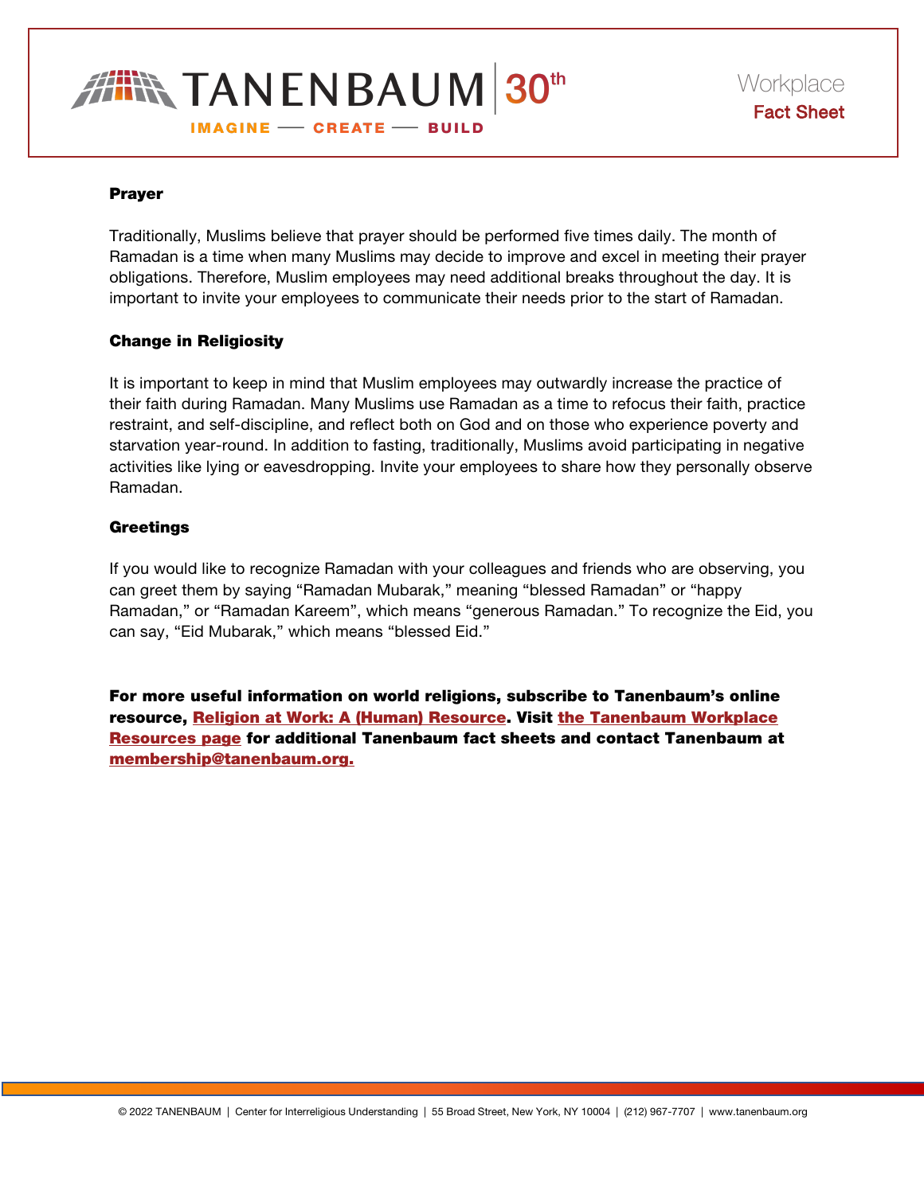### Prayer

Traditionally, Muslims believe that prayer should be performed five times daily. The month of Ramadan is a time when many Muslims may decide to improve and excel in meeting their prayer obligations. Therefore, Muslim employees may need additional breaks throughout the day. It is important to invite your employees to communicate their needs prior to the start of Ramadan.

### Change in Religiosity

It is important to keep in mind that Muslim employees may outwardly increase the practice of their faith during Ramadan. Many Muslims use Ramadan as a time to refocus their faith, practice restraint, and self-discipline, and reflect both on God and on those who experience poverty and starvation year-round. In addition to fasting, traditionally, Muslims avoid participating in negative activities like lying or eavesdropping. Invite your employees to share how they personally observe Ramadan.

### Greetings

If you would like to recognize Ramadan with your colleagues and friends who are observing, you can greet them by saying “Ramadan Mubarak,” meaning “blessed Ramadan” or “happy Ramadan,” or “Ramadan Kareem”, which means “generous Ramadan.” To recognize the Eid, you can say, “Eid Mubarak,” which means “blessed Eid.”

**For more useful information on world religions, subscribe to Tanenbaum’s online resource, Religion at Work: A (Human) Resource. Visit the Tanenbaum Workplace Resources page for additional Tanenbaum fact sheets and contact Tanenbaum at membership@tanenbaum.org.**